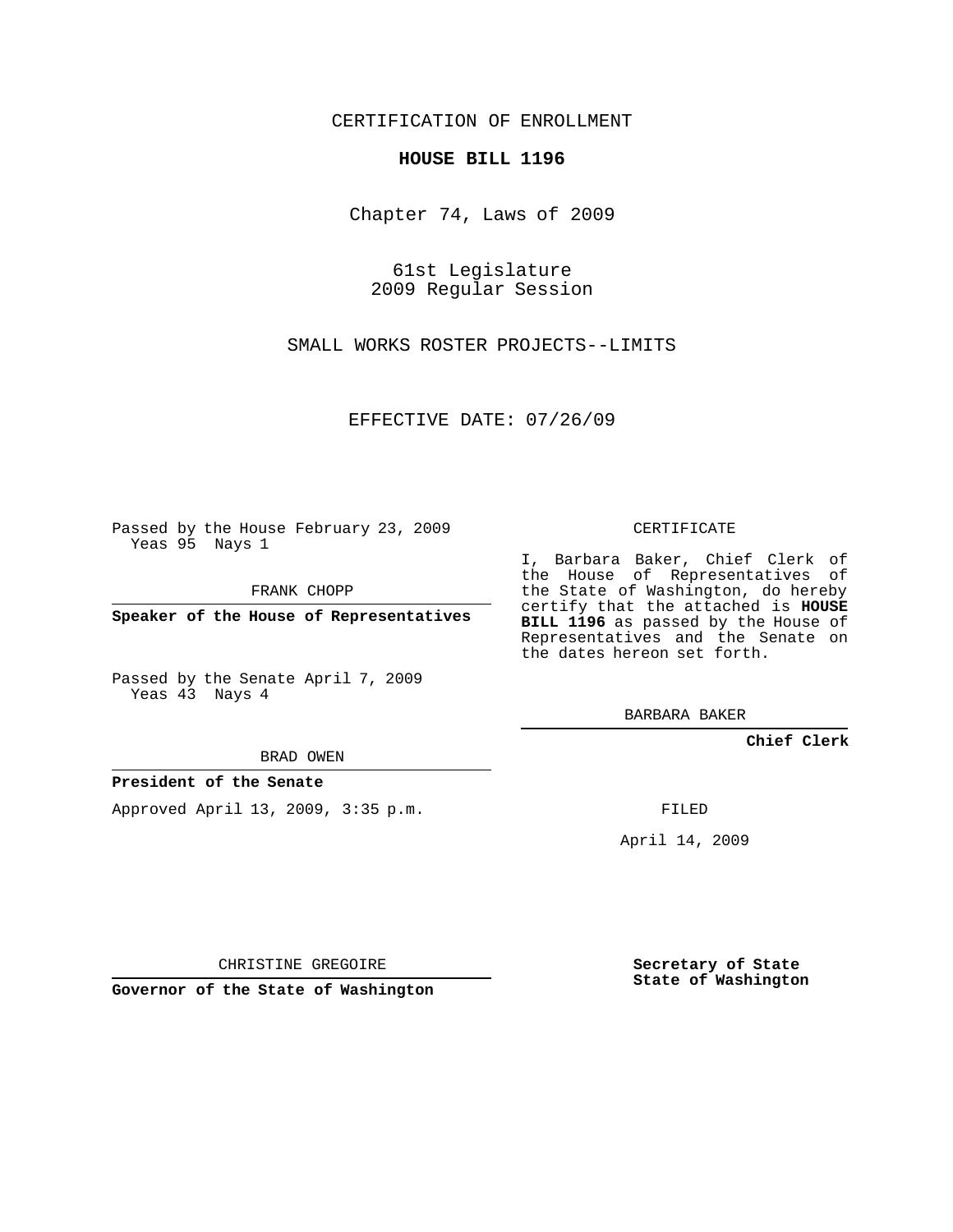CERTIFICATION OF ENROLLMENT

# HOUSE BILL 1196

Chapter 74, Laws of 2009

61st Legislature
2009 Regular Session

SMALL WORKS ROSTER PROJECTS--LIMITS

EFFECTIVE DATE: 07/26/09

Passed by the House February 23, 2009
Yeas 95 Nays 1

FRANK CHOPP

**Speaker of the House of Representatives**

Passed by the Senate April 7, 2009
Yeas 43 Nays 4

BRAD OWEN

**President of the Senate**

Approved April 13, 2009, 3:35 p.m.

CHRISTINE GREGOIRE

**Governor of the State of Washington**

CERTIFICATE

I, Barbara Baker, Chief Clerk of the House of Representatives of the State of Washington, do hereby certify that the attached is **HOUSE BILL 1196** as passed by the House of Representatives and the Senate on the dates hereon set forth.

BARBARA BAKER

**Chief Clerk**

FILED

April 14, 2009

**Secretary of State**
**State of Washington**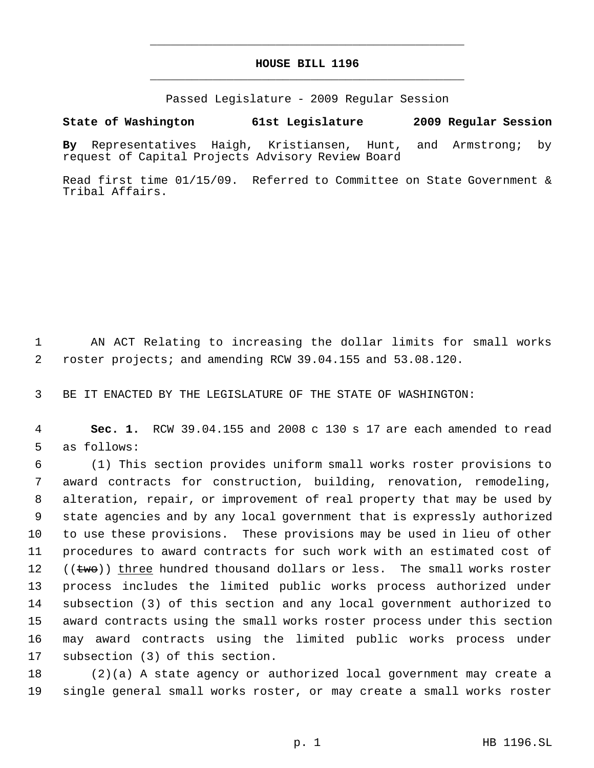# HOUSE BILL 1196

Passed Legislature - 2009 Regular Session

**State of Washington 61st Legislature 2009 Regular Session**

**By** Representatives Haigh, Kristiansen, Hunt, and Armstrong; by request of Capital Projects Advisory Review Board

Read first time 01/15/09. Referred to Committee on State Government & Tribal Affairs.

AN ACT Relating to increasing the dollar limits for small works roster projects; and amending RCW 39.04.155 and 53.08.120.

BE IT ENACTED BY THE LEGISLATURE OF THE STATE OF WASHINGTON:

**Sec. 1.** RCW 39.04.155 and 2008 c 130 s 17 are each amended to read as follows:

(1) This section provides uniform small works roster provisions to award contracts for construction, building, renovation, remodeling, alteration, repair, or improvement of real property that may be used by state agencies and by any local government that is expressly authorized to use these provisions. These provisions may be used in lieu of other procedures to award contracts for such work with an estimated cost of ((~~two~~)) <u>three</u> hundred thousand dollars or less. The small works roster process includes the limited public works process authorized under subsection (3) of this section and any local government authorized to award contracts using the small works roster process under this section may award contracts using the limited public works process under subsection (3) of this section.

(2)(a) A state agency or authorized local government may create a single general small works roster, or may create a small works roster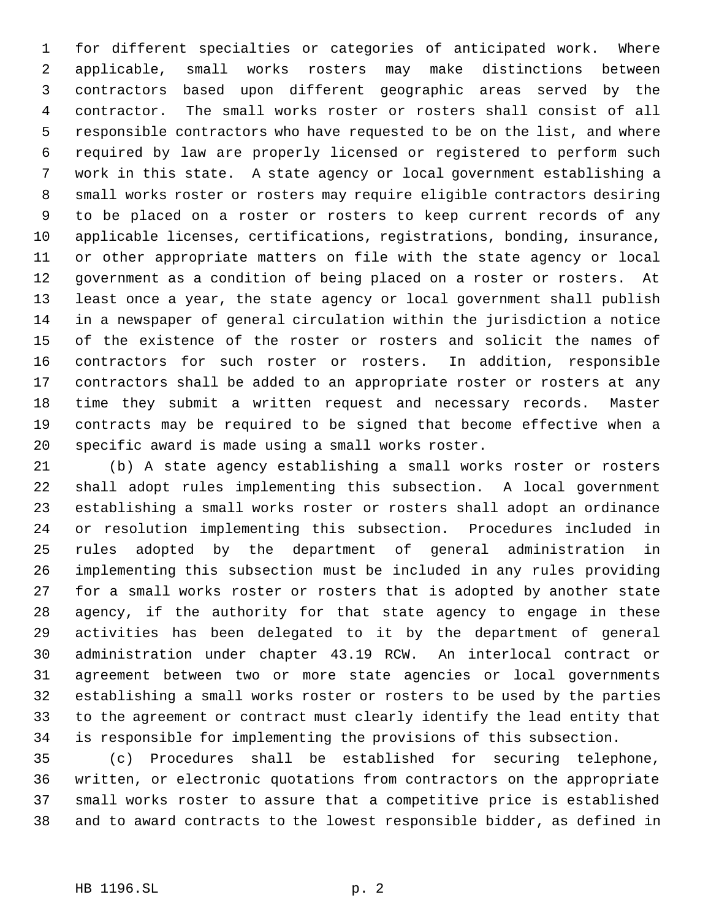for different specialties or categories of anticipated work. Where applicable, small works rosters may make distinctions between contractors based upon different geographic areas served by the contractor. The small works roster or rosters shall consist of all responsible contractors who have requested to be on the list, and where required by law are properly licensed or registered to perform such work in this state. A state agency or local government establishing a small works roster or rosters may require eligible contractors desiring to be placed on a roster or rosters to keep current records of any applicable licenses, certifications, registrations, bonding, insurance, or other appropriate matters on file with the state agency or local government as a condition of being placed on a roster or rosters. At least once a year, the state agency or local government shall publish in a newspaper of general circulation within the jurisdiction a notice of the existence of the roster or rosters and solicit the names of contractors for such roster or rosters. In addition, responsible contractors shall be added to an appropriate roster or rosters at any time they submit a written request and necessary records. Master contracts may be required to be signed that become effective when a specific award is made using a small works roster.

(b) A state agency establishing a small works roster or rosters shall adopt rules implementing this subsection. A local government establishing a small works roster or rosters shall adopt an ordinance or resolution implementing this subsection. Procedures included in rules adopted by the department of general administration in implementing this subsection must be included in any rules providing for a small works roster or rosters that is adopted by another state agency, if the authority for that state agency to engage in these activities has been delegated to it by the department of general administration under chapter 43.19 RCW. An interlocal contract or agreement between two or more state agencies or local governments establishing a small works roster or rosters to be used by the parties to the agreement or contract must clearly identify the lead entity that is responsible for implementing the provisions of this subsection.

(c) Procedures shall be established for securing telephone, written, or electronic quotations from contractors on the appropriate small works roster to assure that a competitive price is established and to award contracts to the lowest responsible bidder, as defined in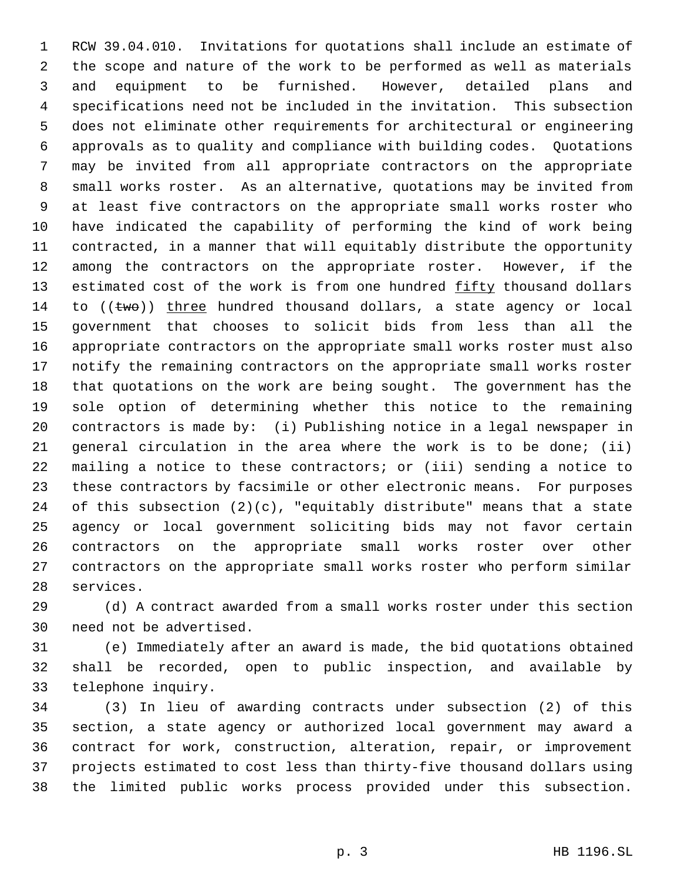RCW 39.04.010. Invitations for quotations shall include an estimate of the scope and nature of the work to be performed as well as materials and equipment to be furnished. However, detailed plans and specifications need not be included in the invitation. This subsection does not eliminate other requirements for architectural or engineering approvals as to quality and compliance with building codes. Quotations may be invited from all appropriate contractors on the appropriate small works roster. As an alternative, quotations may be invited from at least five contractors on the appropriate small works roster who have indicated the capability of performing the kind of work being contracted, in a manner that will equitably distribute the opportunity among the contractors on the appropriate roster. However, if the estimated cost of the work is from one hundred fifty thousand dollars to ((~~two~~)) three hundred thousand dollars, a state agency or local government that chooses to solicit bids from less than all the appropriate contractors on the appropriate small works roster must also notify the remaining contractors on the appropriate small works roster that quotations on the work are being sought. The government has the sole option of determining whether this notice to the remaining contractors is made by: (i) Publishing notice in a legal newspaper in general circulation in the area where the work is to be done; (ii) mailing a notice to these contractors; or (iii) sending a notice to these contractors by facsimile or other electronic means. For purposes of this subsection (2)(c), "equitably distribute" means that a state agency or local government soliciting bids may not favor certain contractors on the appropriate small works roster over other contractors on the appropriate small works roster who perform similar services.

(d) A contract awarded from a small works roster under this section need not be advertised.

(e) Immediately after an award is made, the bid quotations obtained shall be recorded, open to public inspection, and available by telephone inquiry.

(3) In lieu of awarding contracts under subsection (2) of this section, a state agency or authorized local government may award a contract for work, construction, alteration, repair, or improvement projects estimated to cost less than thirty-five thousand dollars using the limited public works process provided under this subsection.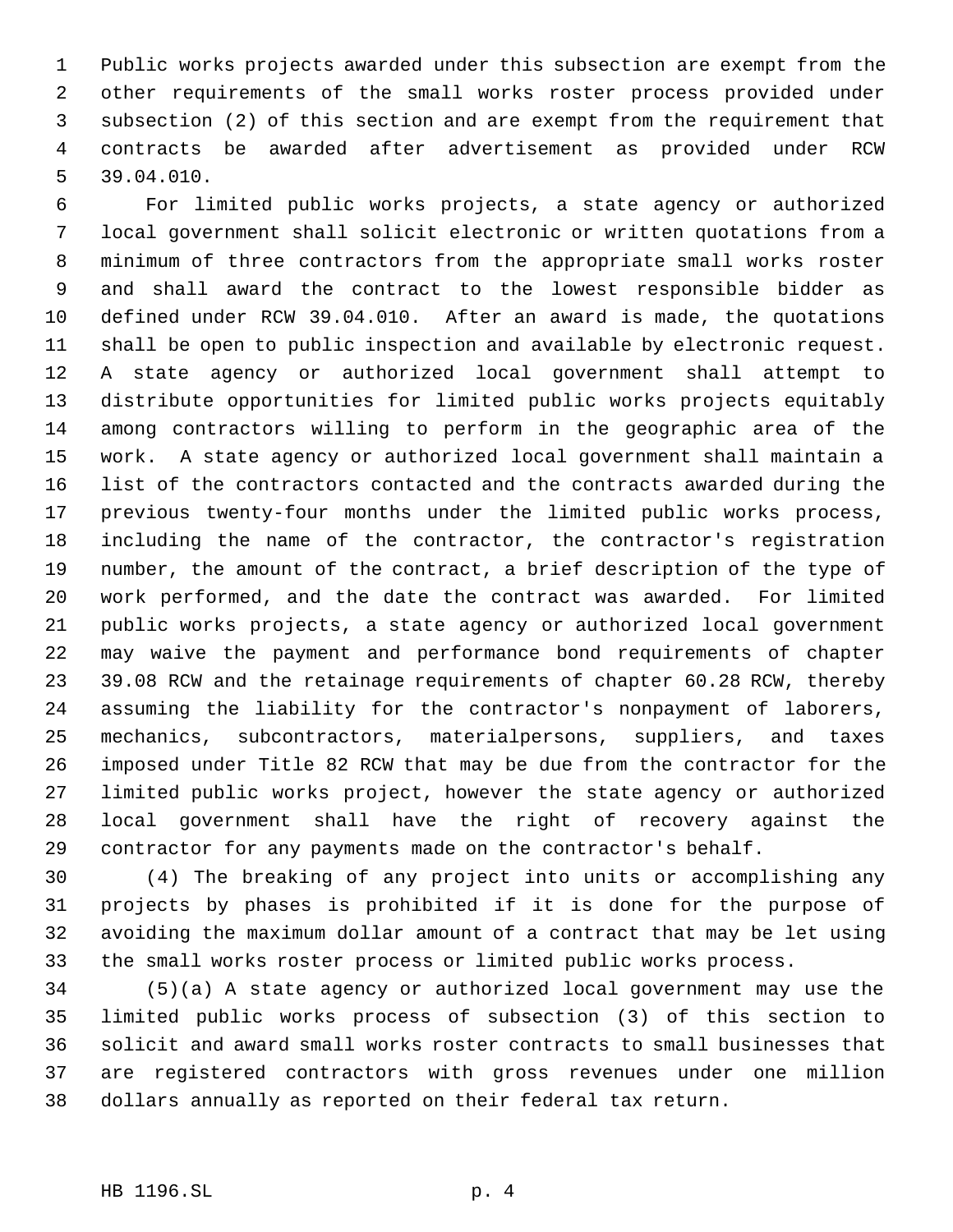Public works projects awarded under this subsection are exempt from the other requirements of the small works roster process provided under subsection (2) of this section and are exempt from the requirement that contracts be awarded after advertisement as provided under RCW 39.04.010.

For limited public works projects, a state agency or authorized local government shall solicit electronic or written quotations from a minimum of three contractors from the appropriate small works roster and shall award the contract to the lowest responsible bidder as defined under RCW 39.04.010. After an award is made, the quotations shall be open to public inspection and available by electronic request. A state agency or authorized local government shall attempt to distribute opportunities for limited public works projects equitably among contractors willing to perform in the geographic area of the work. A state agency or authorized local government shall maintain a list of the contractors contacted and the contracts awarded during the previous twenty-four months under the limited public works process, including the name of the contractor, the contractor's registration number, the amount of the contract, a brief description of the type of work performed, and the date the contract was awarded. For limited public works projects, a state agency or authorized local government may waive the payment and performance bond requirements of chapter 39.08 RCW and the retainage requirements of chapter 60.28 RCW, thereby assuming the liability for the contractor's nonpayment of laborers, mechanics, subcontractors, materialpersons, suppliers, and taxes imposed under Title 82 RCW that may be due from the contractor for the limited public works project, however the state agency or authorized local government shall have the right of recovery against the contractor for any payments made on the contractor's behalf.

(4) The breaking of any project into units or accomplishing any projects by phases is prohibited if it is done for the purpose of avoiding the maximum dollar amount of a contract that may be let using the small works roster process or limited public works process.

(5)(a) A state agency or authorized local government may use the limited public works process of subsection (3) of this section to solicit and award small works roster contracts to small businesses that are registered contractors with gross revenues under one million dollars annually as reported on their federal tax return.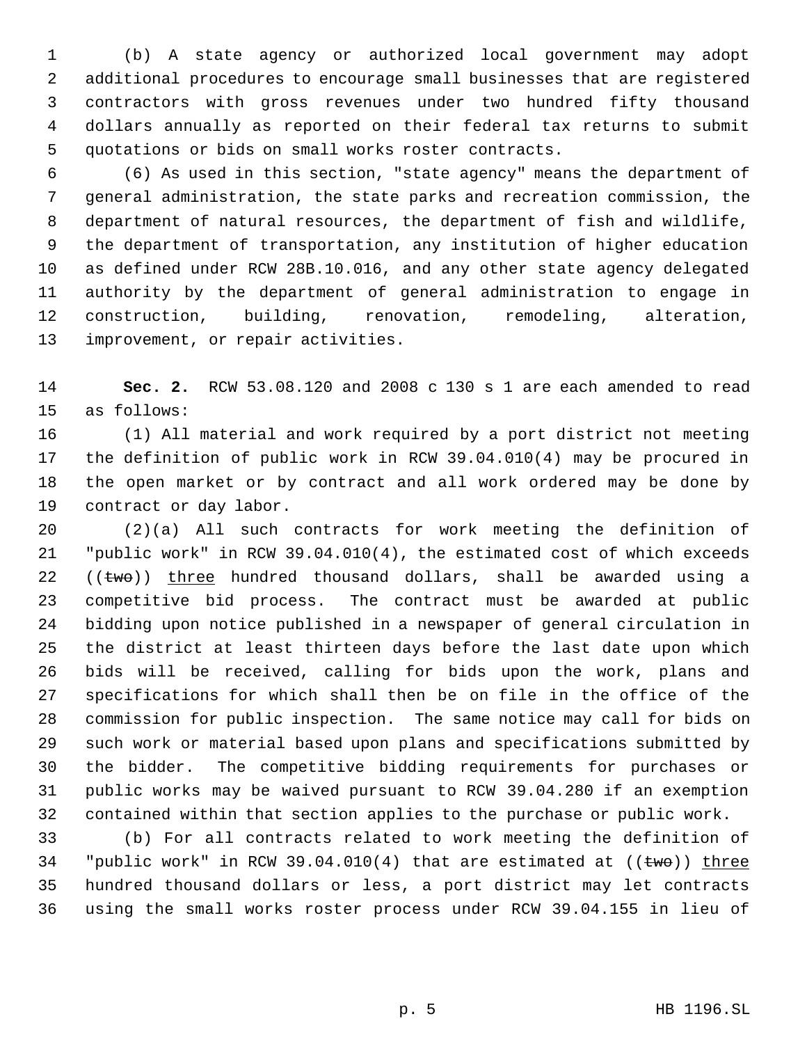(b) A state agency or authorized local government may adopt additional procedures to encourage small businesses that are registered contractors with gross revenues under two hundred fifty thousand dollars annually as reported on their federal tax returns to submit quotations or bids on small works roster contracts.

(6) As used in this section, "state agency" means the department of general administration, the state parks and recreation commission, the department of natural resources, the department of fish and wildlife, the department of transportation, any institution of higher education as defined under RCW 28B.10.016, and any other state agency delegated authority by the department of general administration to engage in construction, building, renovation, remodeling, alteration, improvement, or repair activities.

**Sec. 2.** RCW 53.08.120 and 2008 c 130 s 1 are each amended to read as follows:

(1) All material and work required by a port district not meeting the definition of public work in RCW 39.04.010(4) may be procured in the open market or by contract and all work ordered may be done by contract or day labor.

(2)(a) All such contracts for work meeting the definition of "public work" in RCW 39.04.010(4), the estimated cost of which exceeds ((~~two~~)) <u>three</u> hundred thousand dollars, shall be awarded using a competitive bid process. The contract must be awarded at public bidding upon notice published in a newspaper of general circulation in the district at least thirteen days before the last date upon which bids will be received, calling for bids upon the work, plans and specifications for which shall then be on file in the office of the commission for public inspection. The same notice may call for bids on such work or material based upon plans and specifications submitted by the bidder. The competitive bidding requirements for purchases or public works may be waived pursuant to RCW 39.04.280 if an exemption contained within that section applies to the purchase or public work.

(b) For all contracts related to work meeting the definition of "public work" in RCW 39.04.010(4) that are estimated at ((~~two~~)) <u>three</u> hundred thousand dollars or less, a port district may let contracts using the small works roster process under RCW 39.04.155 in lieu of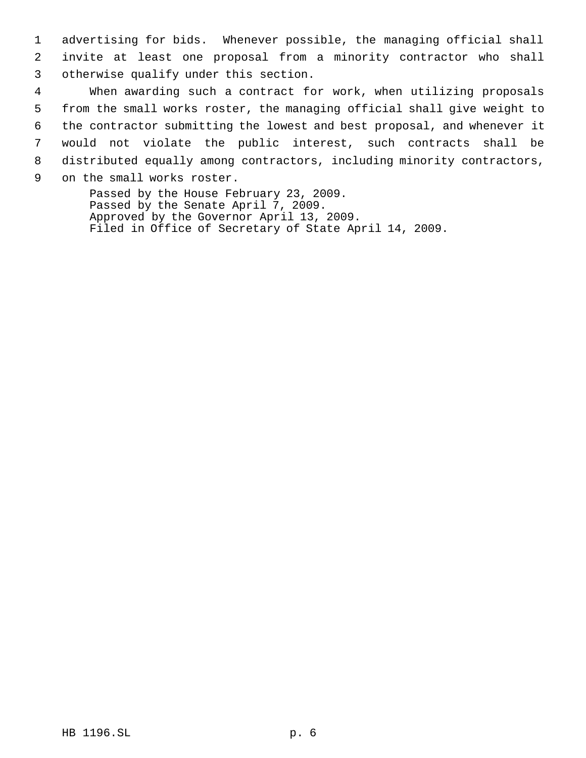advertising for bids. Whenever possible, the managing official shall invite at least one proposal from a minority contractor who shall otherwise qualify under this section.

When awarding such a contract for work, when utilizing proposals from the small works roster, the managing official shall give weight to the contractor submitting the lowest and best proposal, and whenever it would not violate the public interest, such contracts shall be distributed equally among contractors, including minority contractors, on the small works roster.

Passed by the House February 23, 2009.
Passed by the Senate April 7, 2009.
Approved by the Governor April 13, 2009.
Filed in Office of Secretary of State April 14, 2009.